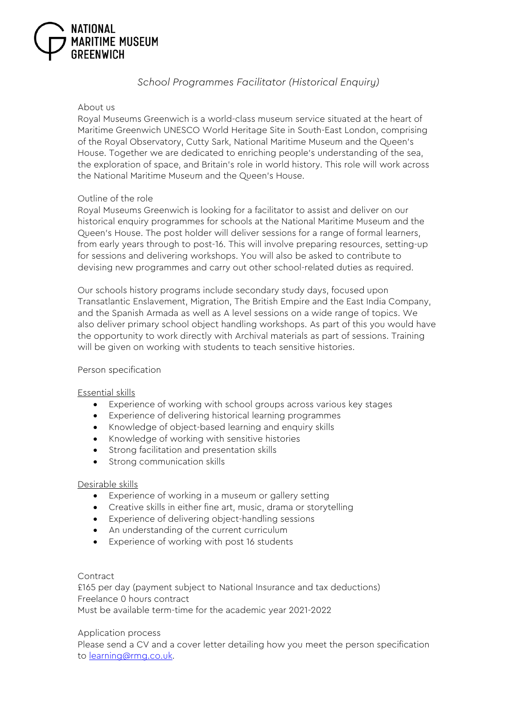NATIONAL MARITIME MUSEUM GREENWICH

# *School Programmes Facilitator (Historical Enquiry)*

## About us

Royal Museums Greenwich is a world-class museum service situated at the heart of Maritime Greenwich UNESCO World Heritage Site in South-East London, comprising of the Royal Observatory, Cutty Sark, National Maritime Museum and the Queen's House. Together we are dedicated to enriching people's understanding of the sea, the exploration of space, and Britain's role in world history. This role will work across the National Maritime Museum and the Queen's House.

## Outline of the role

Royal Museums Greenwich is looking for a facilitator to assist and deliver on our historical enquiry programmes for schools at the National Maritime Museum and the Queen's House. The post holder will deliver sessions for a range of formal learners, from early years through to post-16. This will involve preparing resources, setting-up for sessions and delivering workshops. You will also be asked to contribute to devising new programmes and carry out other school-related duties as required.

Our schools history programs include secondary study days, focused upon Transatlantic Enslavement, Migration, The British Empire and the East India Company, and the Spanish Armada as well as A level sessions on a wide range of topics. We also deliver primary school object handling workshops. As part of this you would have the opportunity to work directly with Archival materials as part of sessions. Training will be given on working with students to teach sensitive histories.

## Person specification

### Essential skills

- Experience of working with school groups across various key stages
- Experience of delivering historical learning programmes
- Knowledge of object-based learning and enquiry skills
- Knowledge of working with sensitive histories
- Strong facilitation and presentation skills
- Strong communication skills

### Desirable skills

- Experience of working in a museum or gallery setting
- Creative skills in either fine art, music, drama or storytelling
- Experience of delivering object-handling sessions
- An understanding of the current curriculum
- Experience of working with post 16 students

## Contract

£165 per day (payment subject to National Insurance and tax deductions)
Freelance 0 hours contract
Must be available term-time for the academic year 2021-2022

## Application process

Please send a CV and a cover letter detailing how you meet the person specification to [learning@rmg.co.uk](mailto:learning@rmg.co.uk).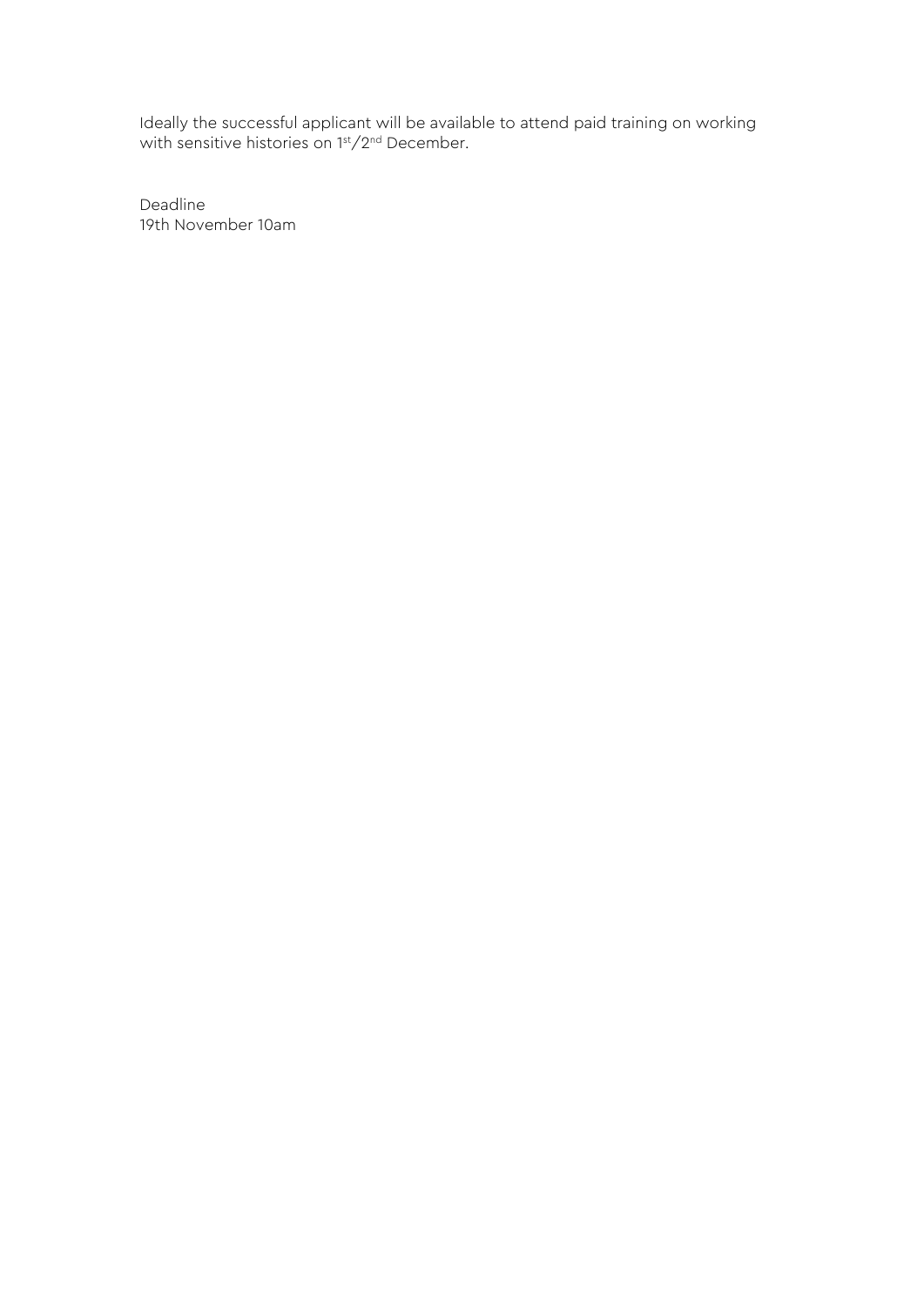Ideally the successful applicant will be available to attend paid training on working with sensitive histories on 1st/2nd December.

Deadline
19th November 10am